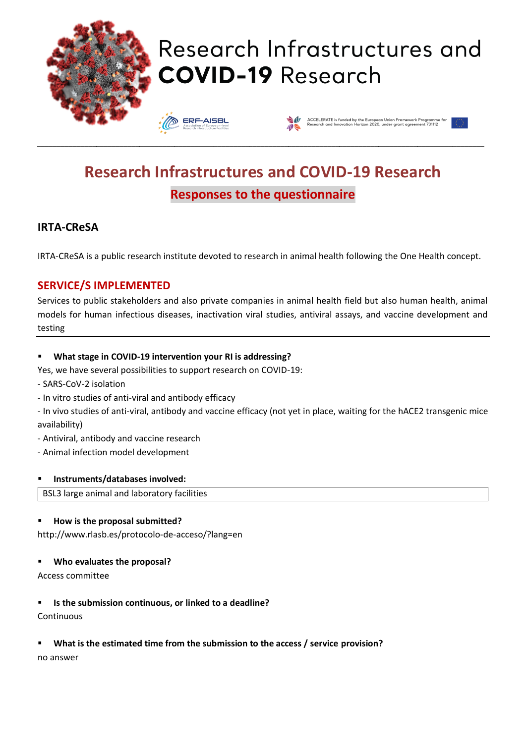# Research Infrastructures and COVID-19 Research

ERF-AISBL Association of European-level Research Infrastructure Facilities

ACCELERATE is funded by the European Union Framework Programme for Research and Innovation Horizon 2020, under grant agreement 731112

## Research Infrastructures and COVID-19 Research

### Responses to the questionnaire

### IRTA-CReSA

IRTA-CReSA is a public research institute devoted to research in animal health following the One Health concept.

## SERVICE/S IMPLEMENTED

Services to public stakeholders and also private companies in animal health field but also human health, animal models for human infectious diseases, inactivation viral studies, antiviral assays, and vaccine development and testing

- **What stage in COVID-19 intervention your RI is addressing?**

Yes, we have several possibilities to support research on COVID-19:

- SARS-CoV-2 isolation
- In vitro studies of anti-viral and antibody efficacy
- In vivo studies of anti-viral, antibody and vaccine efficacy (not yet in place, waiting for the hACE2 transgenic mice availability)
- Antiviral, antibody and vaccine research
- Animal infection model development

- **Instruments/databases involved:**

BSL3 large animal and laboratory facilities

- **How is the proposal submitted?**

http://www.rlasb.es/protocolo-de-acceso/?lang=en

- **Who evaluates the proposal?**

Access committee

- **Is the submission continuous, or linked to a deadline?**

Continuous

- **What is the estimated time from the submission to the access / service provision?**

no answer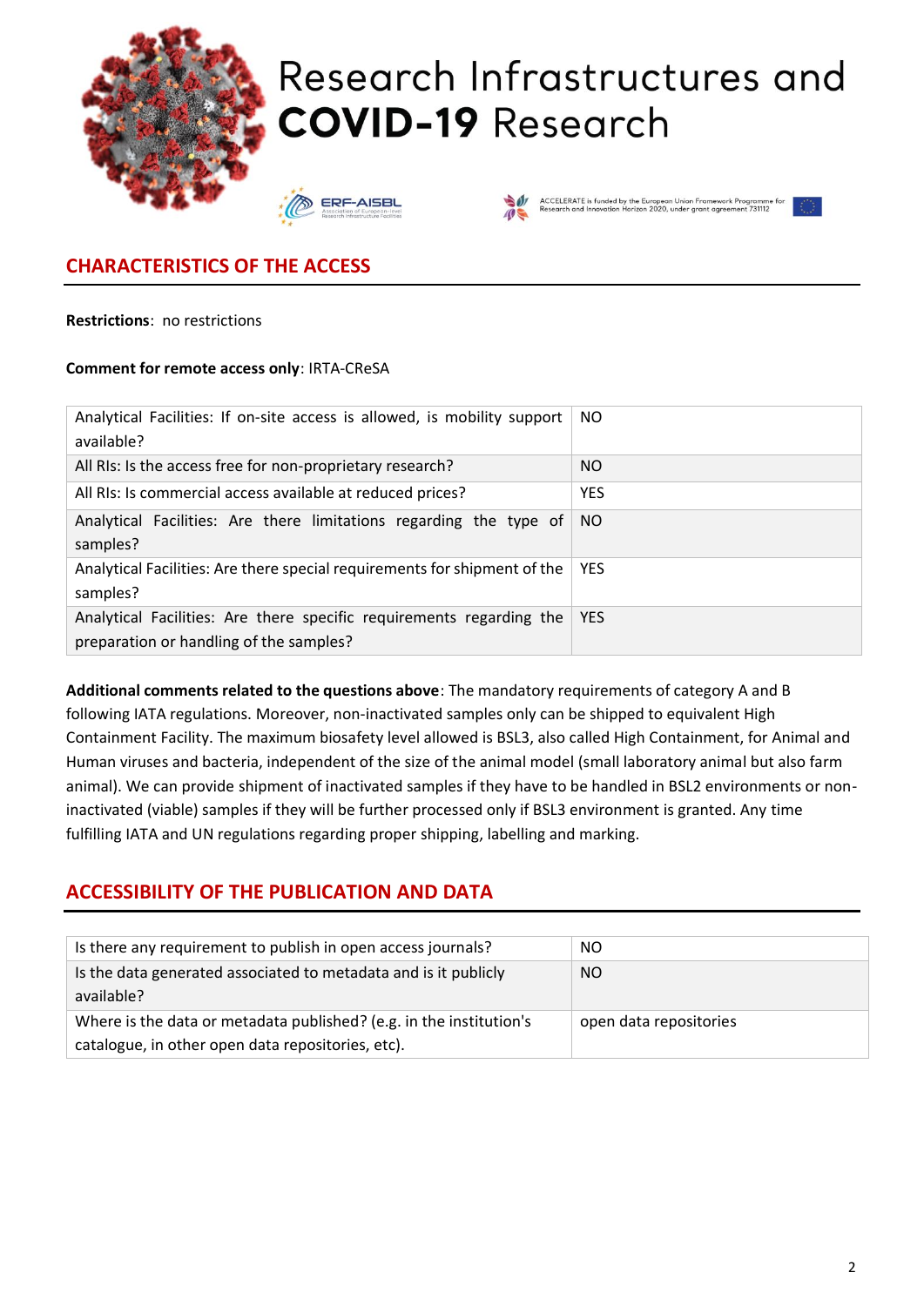# Research Infrastructures and COVID-19 Research

## CHARACTERISTICS OF THE ACCESS

**Restrictions**: no restrictions

**Comment for remote access only**: IRTA-CReSA

| | |
|---|---|
| Analytical Facilities: If on-site access is allowed, is mobility support available? | NO |
| All RIs: Is the access free for non-proprietary research? | NO |
| All RIs: Is commercial access available at reduced prices? | YES |
| Analytical Facilities: Are there limitations regarding the type of samples? | NO |
| Analytical Facilities: Are there special requirements for shipment of the samples? | YES |
| Analytical Facilities: Are there specific requirements regarding the preparation or handling of the samples? | YES |

**Additional comments related to the questions above**: The mandatory requirements of category A and B following IATA regulations. Moreover, non-inactivated samples only can be shipped to equivalent High Containment Facility. The maximum biosafety level allowed is BSL3, also called High Containment, for Animal and Human viruses and bacteria, independent of the size of the animal model (small laboratory animal but also farm animal). We can provide shipment of inactivated samples if they have to be handled in BSL2 environments or non-inactivated (viable) samples if they will be further processed only if BSL3 environment is granted. Any time fulfilling IATA and UN regulations regarding proper shipping, labelling and marking.

## ACCESSIBILITY OF THE PUBLICATION AND DATA

| | |
|---|---|
| Is there any requirement to publish in open access journals? | NO |
| Is the data generated associated to metadata and is it publicly available? | NO |
| Where is the data or metadata published? (e.g. in the institution's catalogue, in other open data repositories, etc). | open data repositories |